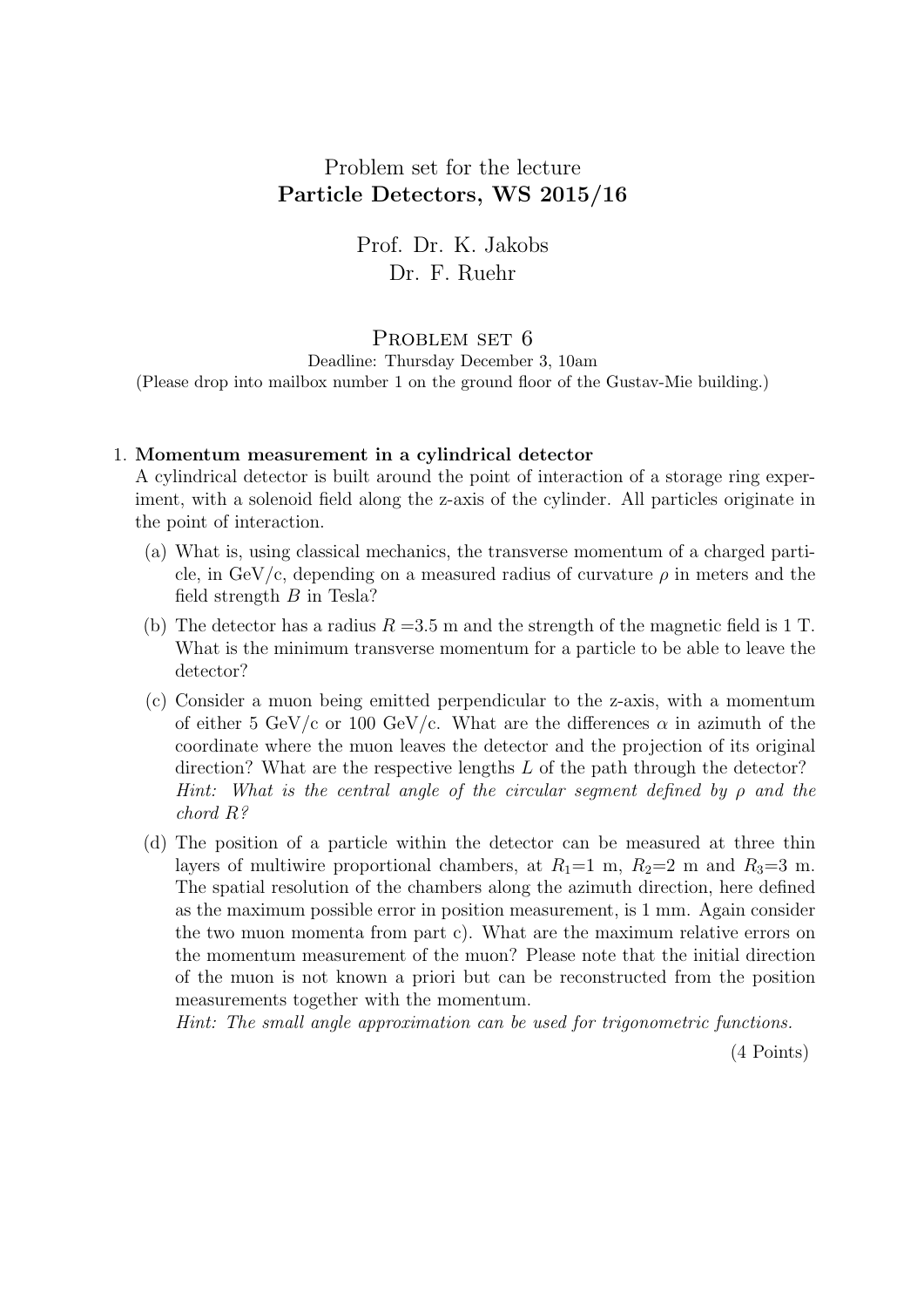# Problem set for the lecture
## **Particle Detectors, WS 2015/16**

Prof. Dr. K. Jakobs
Dr. F. Ruehr

## Problem set 6

Deadline: Thursday December 3, 10am
(Please drop into mailbox number 1 on the ground floor of the Gustav-Mie building.)

1. **Momentum measurement in a cylindrical detector**
   A cylindrical detector is built around the point of interaction of a storage ring experiment, with a solenoid field along the z-axis of the cylinder. All particles originate in the point of interaction.

   (a) What is, using classical mechanics, the transverse momentum of a charged particle, in GeV/c, depending on a measured radius of curvature $\rho$ in meters and the field strength $B$ in Tesla?

   (b) The detector has a radius $R$ =3.5 m and the strength of the magnetic field is 1 T. What is the minimum transverse momentum for a particle to be able to leave the detector?

   (c) Consider a muon being emitted perpendicular to the z-axis, with a momentum of either 5 GeV/c or 100 GeV/c. What are the differences $\alpha$ in azimuth of the coordinate where the muon leaves the detector and the projection of its original direction? What are the respective lengths $L$ of the path through the detector?
   *Hint: What is the central angle of the circular segment defined by $\rho$ and the chord $R$?*

   (d) The position of a particle within the detector can be measured at three thin layers of multiwire proportional chambers, at $R_1$=1 m, $R_2$=2 m and $R_3$=3 m. The spatial resolution of the chambers along the azimuth direction, here defined as the maximum possible error in position measurement, is 1 mm. Again consider the two muon momenta from part c). What are the maximum relative errors on the momentum measurement of the muon? Please note that the initial direction of the muon is not known a priori but can be reconstructed from the position measurements together with the momentum.
   *Hint: The small angle approximation can be used for trigonometric functions.*

   (4 Points)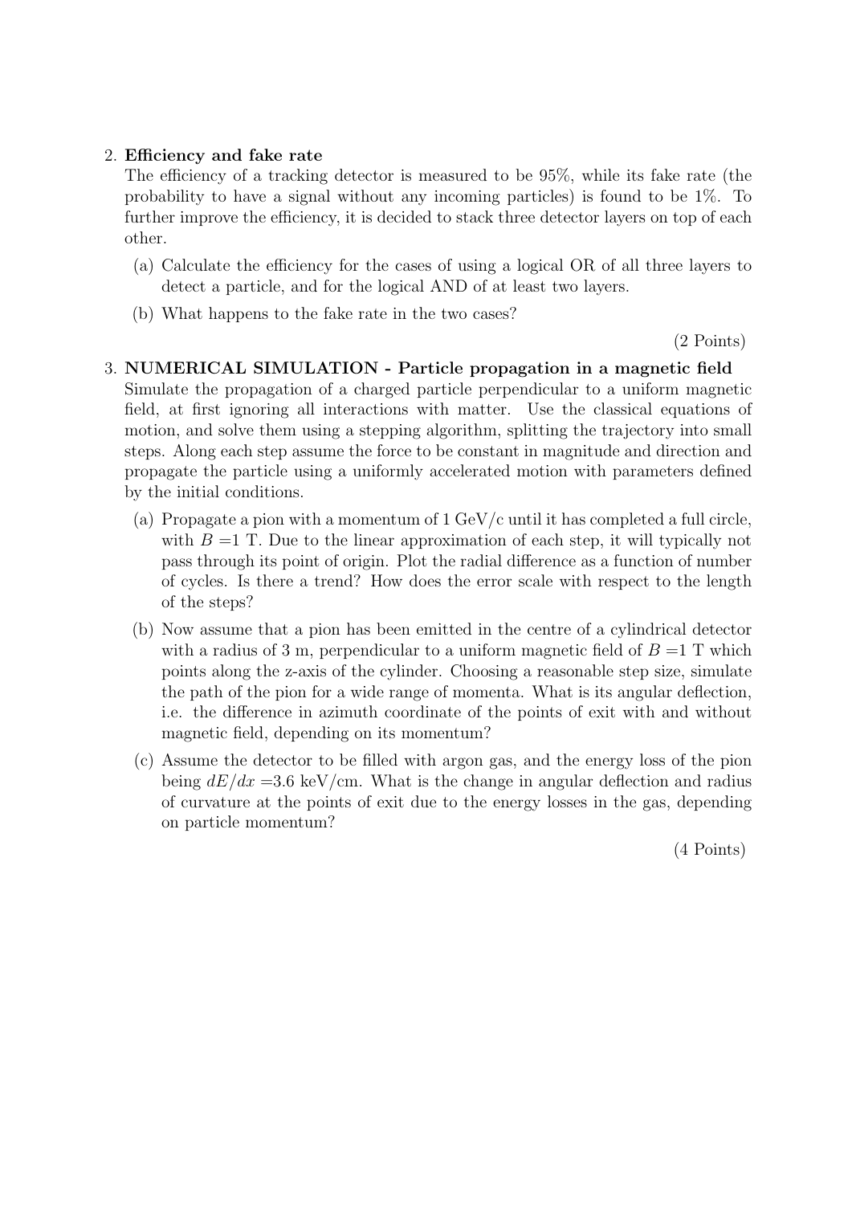2. **Efficiency and fake rate**
   The efficiency of a tracking detector is measured to be 95%, while its fake rate (the probability to have a signal without any incoming particles) is found to be 1%. To further improve the efficiency, it is decided to stack three detector layers on top of each other.

   (a) Calculate the efficiency for the cases of using a logical OR of all three layers to detect a particle, and for the logical AND of at least two layers.

   (b) What happens to the fake rate in the two cases?

   (2 Points)

3. **NUMERICAL SIMULATION - Particle propagation in a magnetic field**
   Simulate the propagation of a charged particle perpendicular to a uniform magnetic field, at first ignoring all interactions with matter. Use the classical equations of motion, and solve them using a stepping algorithm, splitting the trajectory into small steps. Along each step assume the force to be constant in magnitude and direction and propagate the particle using a uniformly accelerated motion with parameters defined by the initial conditions.

   (a) Propagate a pion with a momentum of 1 GeV/c until it has completed a full circle, with $B$ =1 T. Due to the linear approximation of each step, it will typically not pass through its point of origin. Plot the radial difference as a function of number of cycles. Is there a trend? How does the error scale with respect to the length of the steps?

   (b) Now assume that a pion has been emitted in the centre of a cylindrical detector with a radius of 3 m, perpendicular to a uniform magnetic field of $B$ =1 T which points along the z-axis of the cylinder. Choosing a reasonable step size, simulate the path of the pion for a wide range of momenta. What is its angular deflection, i.e. the difference in azimuth coordinate of the points of exit with and without magnetic field, depending on its momentum?

   (c) Assume the detector to be filled with argon gas, and the energy loss of the pion being $dE/dx$ =3.6 keV/cm. What is the change in angular deflection and radius of curvature at the points of exit due to the energy losses in the gas, depending on particle momentum?

   (4 Points)